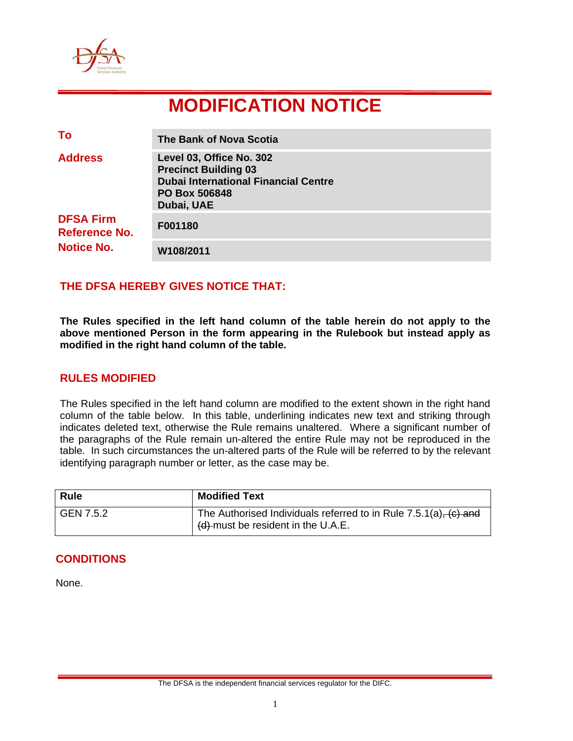# MODIFICATION NOTICE

| | |
|---|---|
| **To** | **The Bank of Nova Scotia** |
| **Address** | **Level 03, Office No. 302**<br>**Precinct Building 03**<br>**Dubai International Financial Centre**<br>**PO Box 506848**<br>**Dubai, UAE** |
| **DFSA Firm Reference No.** | **F001180** |
| **Notice No.** | **W108/2011** |

## THE DFSA HEREBY GIVES NOTICE THAT:

**The Rules specified in the left hand column of the table herein do not apply to the above mentioned Person in the form appearing in the Rulebook but instead apply as modified in the right hand column of the table.**

## RULES MODIFIED

The Rules specified in the left hand column are modified to the extent shown in the right hand column of the table below. In this table, underlining indicates new text and striking through indicates deleted text, otherwise the Rule remains unaltered. Where a significant number of the paragraphs of the Rule remain un-altered the entire Rule may not be reproduced in the table. In such circumstances the un-altered parts of the Rule will be referred to by the relevant identifying paragraph number or letter, as the case may be.

| Rule | Modified Text |
|---|---|
| GEN 7.5.2 | The Authorised Individuals referred to in Rule 7.5.1(a)~~, (c) and (d)~~ must be resident in the U.A.E. |

## CONDITIONS

None.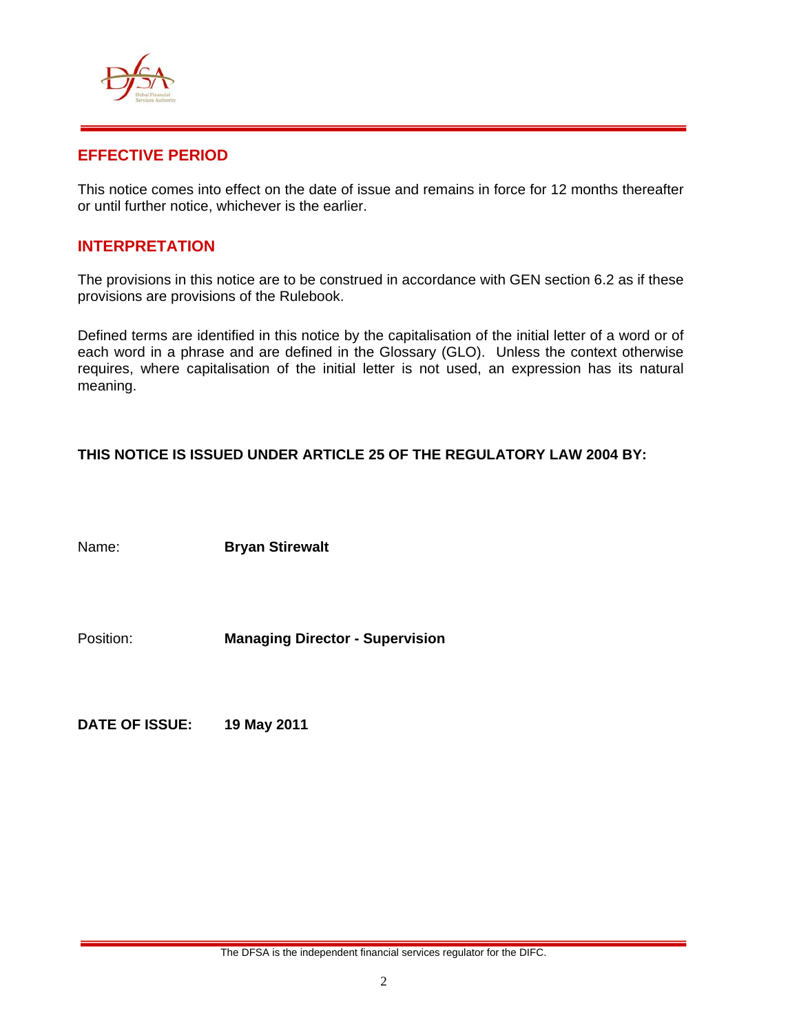## EFFECTIVE PERIOD

This notice comes into effect on the date of issue and remains in force for 12 months thereafter or until further notice, whichever is the earlier.

## INTERPRETATION

The provisions in this notice are to be construed in accordance with GEN section 6.2 as if these provisions are provisions of the Rulebook.

Defined terms are identified in this notice by the capitalisation of the initial letter of a word or of each word in a phrase and are defined in the Glossary (GLO). Unless the context otherwise requires, where capitalisation of the initial letter is not used, an expression has its natural meaning.

**THIS NOTICE IS ISSUED UNDER ARTICLE 25 OF THE REGULATORY LAW 2004 BY:**

Name: **Bryan Stirewalt**

Position: **Managing Director - Supervision**

**DATE OF ISSUE: 19 May 2011**

The DFSA is the independent financial services regulator for the DIFC.